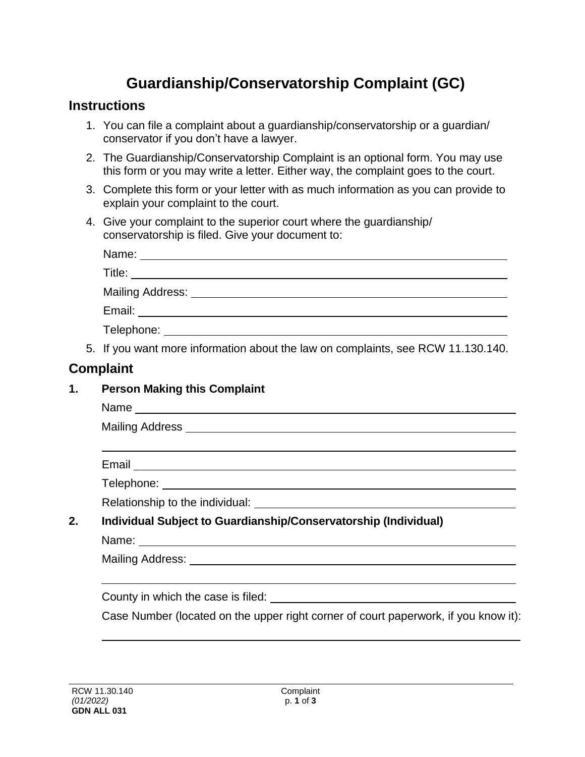# Guardianship/Conservatorship Complaint (GC)

## Instructions

1. You can file a complaint about a guardianship/conservatorship or a guardian/ conservator if you don't have a lawyer.
2. The Guardianship/Conservatorship Complaint is an optional form. You may use this form or you may write a letter. Either way, the complaint goes to the court.
3. Complete this form or your letter with as much information as you can provide to explain your complaint to the court.
4. Give your complaint to the superior court where the guardianship/ conservatorship is filed. Give your document to:

   Name: \_\_\_\_\_\_\_\_\_\_\_\_\_\_\_\_\_\_\_\_

   Title: \_\_\_\_\_\_\_\_\_\_\_\_\_\_\_\_\_\_\_\_

   Mailing Address: \_\_\_\_\_\_\_\_\_\_\_\_\_\_\_\_\_\_\_\_

   Email: \_\_\_\_\_\_\_\_\_\_\_\_\_\_\_\_\_\_\_\_

   Telephone: \_\_\_\_\_\_\_\_\_\_\_\_\_\_\_\_\_\_\_\_

5. If you want more information about the law on complaints, see RCW 11.130.140.

## Complaint

**1. Person Making this Complaint**

Name \_\_\_\_\_\_\_\_\_\_\_\_\_\_\_\_\_\_\_\_

Mailing Address \_\_\_\_\_\_\_\_\_\_\_\_\_\_\_\_\_\_\_\_

\_\_\_\_\_\_\_\_\_\_\_\_\_\_\_\_\_\_\_\_

Email \_\_\_\_\_\_\_\_\_\_\_\_\_\_\_\_\_\_\_\_

Telephone: \_\_\_\_\_\_\_\_\_\_\_\_\_\_\_\_\_\_\_\_

Relationship to the individual: \_\_\_\_\_\_\_\_\_\_\_\_\_\_\_\_\_\_\_\_

**2. Individual Subject to Guardianship/Conservatorship (Individual)**

Name: \_\_\_\_\_\_\_\_\_\_\_\_\_\_\_\_\_\_\_\_

Mailing Address: \_\_\_\_\_\_\_\_\_\_\_\_\_\_\_\_\_\_\_\_

\_\_\_\_\_\_\_\_\_\_\_\_\_\_\_\_\_\_\_\_

County in which the case is filed: \_\_\_\_\_\_\_\_\_\_\_\_\_\_\_\_\_\_\_\_

Case Number (located on the upper right corner of court paperwork, if you know it):

\_\_\_\_\_\_\_\_\_\_\_\_\_\_\_\_\_\_\_\_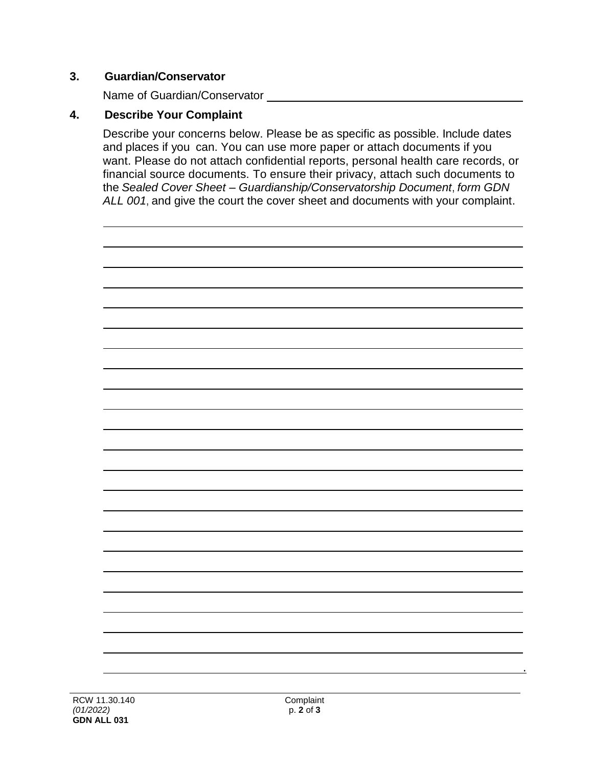### 3. Guardian/Conservator

Name of Guardian/Conservator ________________________________________

### 4. Describe Your Complaint

Describe your concerns below. Please be as specific as possible. Include dates and places if you can. You can use more paper or attach documents if you want. Please do not attach confidential reports, personal health care records, or financial source documents. To ensure their privacy, attach such documents to the *Sealed Cover Sheet – Guardianship/Conservatorship Document*, *form GDN ALL 001*, and give the court the cover sheet and documents with your complaint.

______________________________________________________________________

______________________________________________________________________

______________________________________________________________________

______________________________________________________________________

______________________________________________________________________

______________________________________________________________________

______________________________________________________________________

______________________________________________________________________

______________________________________________________________________

______________________________________________________________________

______________________________________________________________________

______________________________________________________________________

______________________________________________________________________

______________________________________________________________________

______________________________________________________________________

______________________________________________________________________

______________________________________________________________________

______________________________________________________________________

______________________________________________________________________

______________________________________________________________________

______________________________________________________________________

______________________________________________________________________

______________________________________________________________________

______________________________________________________________________

______________________________________________________________________.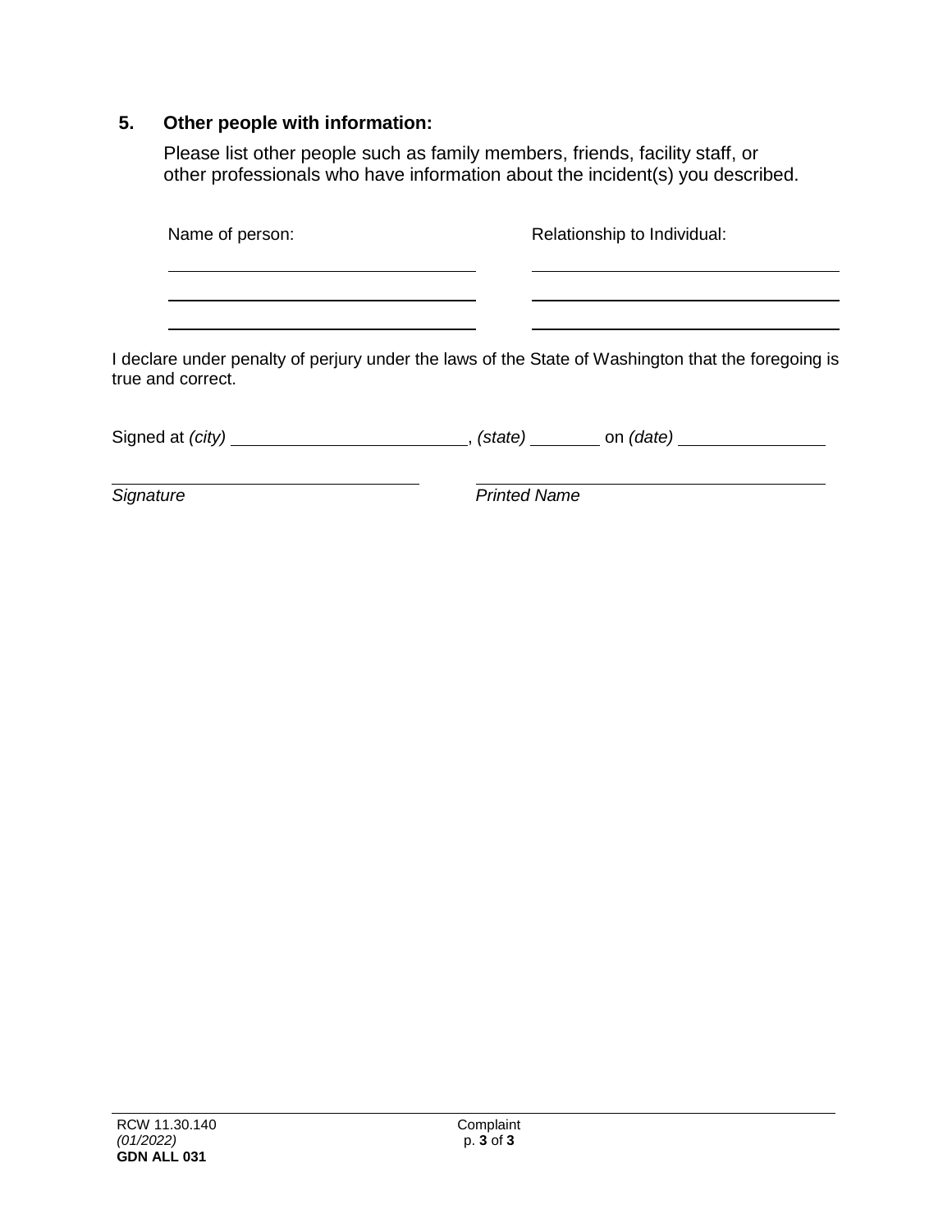**5. Other people with information:**

Please list other people such as family members, friends, facility staff, or other professionals who have information about the incident(s) you described.

| Name of person: | Relationship to Individual: |
|---|---|
| | |
| | |
| | |

I declare under penalty of perjury under the laws of the State of Washington that the foregoing is true and correct.

Signed at *(city)* ________________________, *(state)* _______ on *(date)* _______________

________________________________ ________________________________

*Signature* *Printed Name*

RCW 11.30.140
*(01/2022)*
**GDN ALL 031**

Complaint